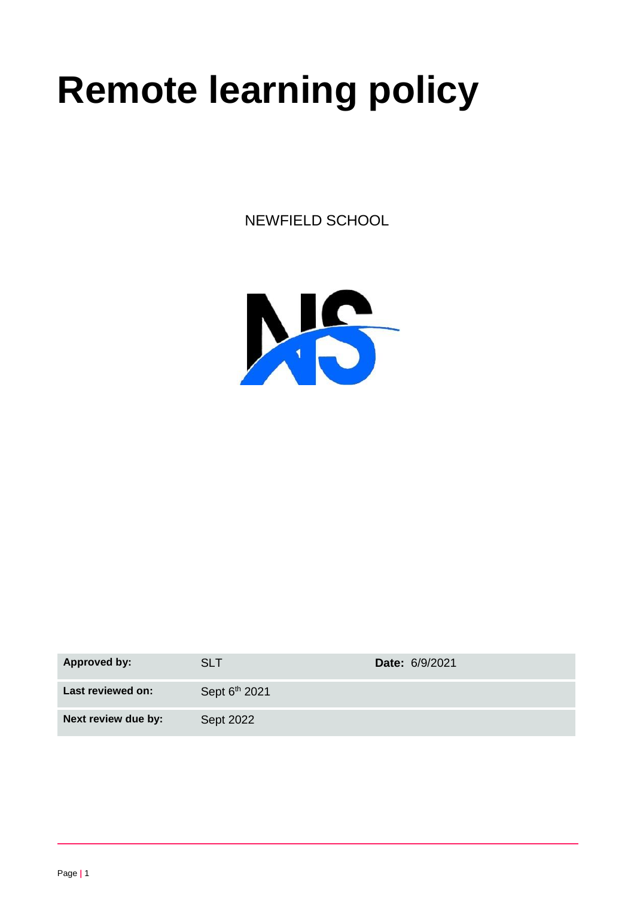# Remote learning policy

NEWFIELD SCHOOL

| **Approved by:** | SLT | **Date:** 6/9/2021 |
|---|---|---|
| **Last reviewed on:** | Sept 6th 2021 | |
| **Next review due by:** | Sept 2022 | |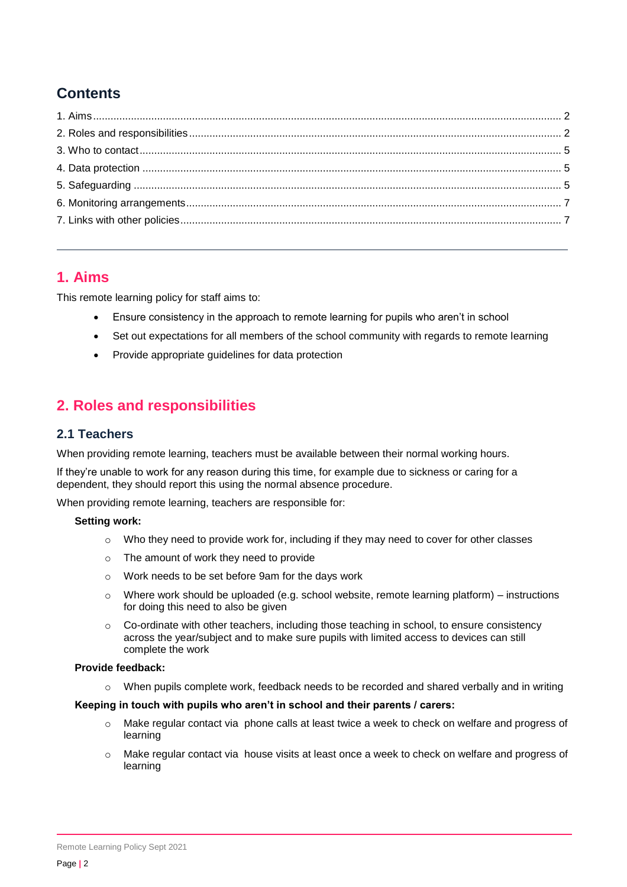## Contents

1. Aims ............................................................ 2
2. Roles and responsibilities ............................................................ 2
3. Who to contact ............................................................ 5
4. Data protection ............................................................ 5
5. Safeguarding ............................................................ 5
6. Monitoring arrangements ............................................................ 7
7. Links with other policies ............................................................ 7

---

# 1. Aims

This remote learning policy for staff aims to:

- Ensure consistency in the approach to remote learning for pupils who aren't in school
- Set out expectations for all members of the school community with regards to remote learning
- Provide appropriate guidelines for data protection

# 2. Roles and responsibilities

## 2.1 Teachers

When providing remote learning, teachers must be available between their normal working hours.

If they're unable to work for any reason during this time, for example due to sickness or caring for a dependent, they should report this using the normal absence procedure.

When providing remote learning, teachers are responsible for:

**Setting work:**

- Who they need to provide work for, including if they may need to cover for other classes
- The amount of work they need to provide
- Work needs to be set before 9am for the days work
- Where work should be uploaded (e.g. school website, remote learning platform) – instructions for doing this need to also be given
- Co-ordinate with other teachers, including those teaching in school, to ensure consistency across the year/subject and to make sure pupils with limited access to devices can still complete the work

**Provide feedback:**

- When pupils complete work, feedback needs to be recorded and shared verbally and in writing

**Keeping in touch with pupils who aren't in school and their parents / carers:**

- Make regular contact via phone calls at least twice a week to check on welfare and progress of learning
- Make regular contact via house visits at least once a week to check on welfare and progress of learning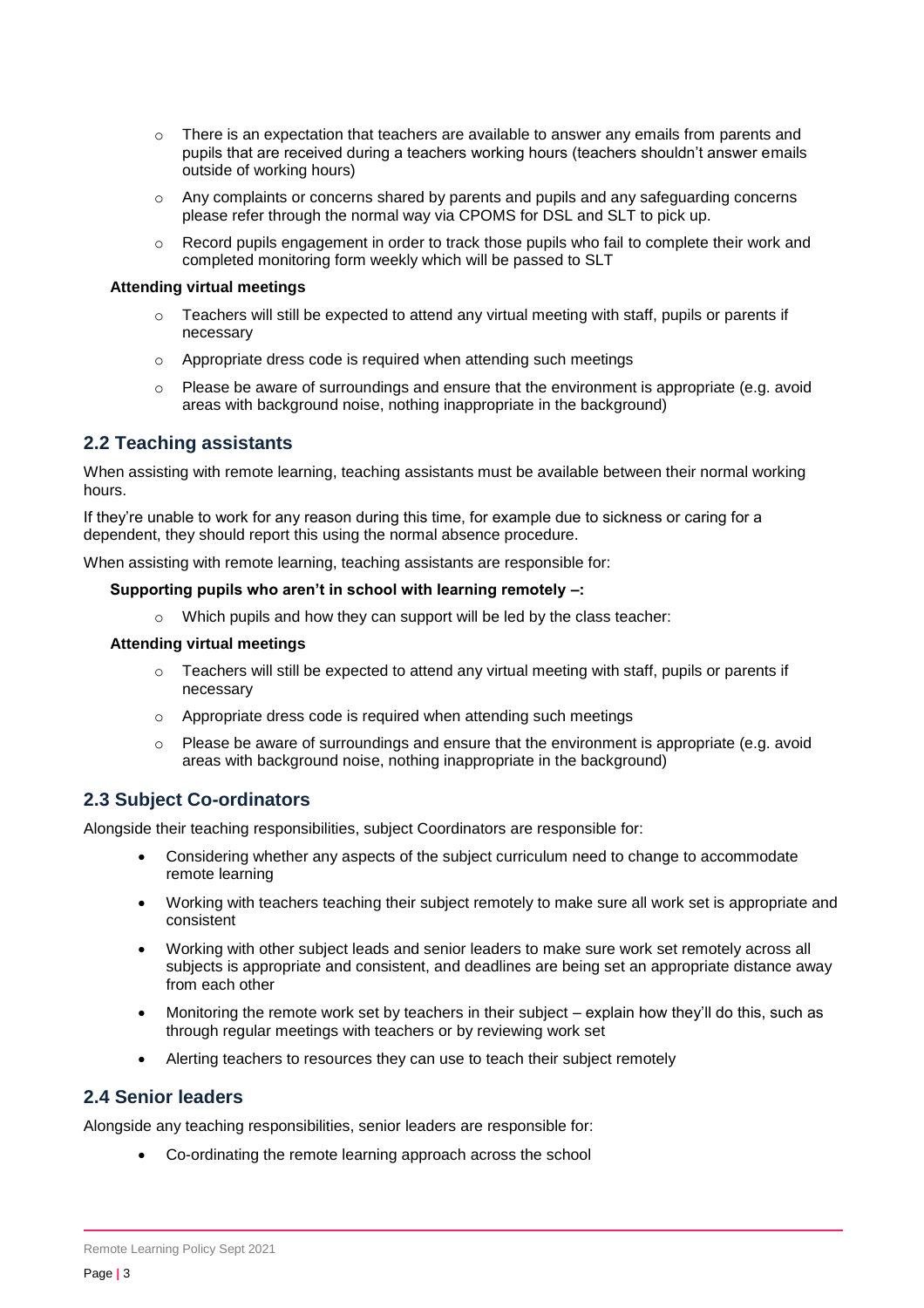- There is an expectation that teachers are available to answer any emails from parents and pupils that are received during a teachers working hours (teachers shouldn't answer emails outside of working hours)
- Any complaints or concerns shared by parents and pupils and any safeguarding concerns please refer through the normal way via CPOMS for DSL and SLT to pick up.
- Record pupils engagement in order to track those pupils who fail to complete their work and completed monitoring form weekly which will be passed to SLT

**Attending virtual meetings**

- Teachers will still be expected to attend any virtual meeting with staff, pupils or parents if necessary
- Appropriate dress code is required when attending such meetings
- Please be aware of surroundings and ensure that the environment is appropriate (e.g. avoid areas with background noise, nothing inappropriate in the background)

## 2.2 Teaching assistants

When assisting with remote learning, teaching assistants must be available between their normal working hours.

If they're unable to work for any reason during this time, for example due to sickness or caring for a dependent, they should report this using the normal absence procedure.

When assisting with remote learning, teaching assistants are responsible for:

**Supporting pupils who aren't in school with learning remotely –:**

- Which pupils and how they can support will be led by the class teacher:

**Attending virtual meetings**

- Teachers will still be expected to attend any virtual meeting with staff, pupils or parents if necessary
- Appropriate dress code is required when attending such meetings
- Please be aware of surroundings and ensure that the environment is appropriate (e.g. avoid areas with background noise, nothing inappropriate in the background)

## 2.3 Subject Co-ordinators

Alongside their teaching responsibilities, subject Coordinators are responsible for:

- Considering whether any aspects of the subject curriculum need to change to accommodate remote learning
- Working with teachers teaching their subject remotely to make sure all work set is appropriate and consistent
- Working with other subject leads and senior leaders to make sure work set remotely across all subjects is appropriate and consistent, and deadlines are being set an appropriate distance away from each other
- Monitoring the remote work set by teachers in their subject – explain how they'll do this, such as through regular meetings with teachers or by reviewing work set
- Alerting teachers to resources they can use to teach their subject remotely

## 2.4 Senior leaders

Alongside any teaching responsibilities, senior leaders are responsible for:

- Co-ordinating the remote learning approach across the school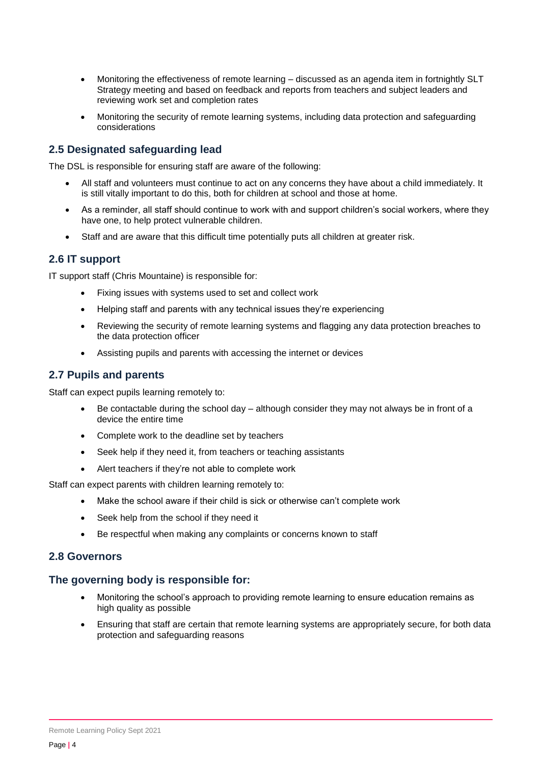- Monitoring the effectiveness of remote learning – discussed as an agenda item in fortnightly SLT Strategy meeting and based on feedback and reports from teachers and subject leaders and reviewing work set and completion rates
- Monitoring the security of remote learning systems, including data protection and safeguarding considerations

## 2.5 Designated safeguarding lead

The DSL is responsible for ensuring staff are aware of the following:

- All staff and volunteers must continue to act on any concerns they have about a child immediately. It is still vitally important to do this, both for children at school and those at home.
- As a reminder, all staff should continue to work with and support children's social workers, where they have one, to help protect vulnerable children.
- Staff and are aware that this difficult time potentially puts all children at greater risk.

## 2.6 IT support

IT support staff (Chris Mountaine) is responsible for:

- Fixing issues with systems used to set and collect work
- Helping staff and parents with any technical issues they're experiencing
- Reviewing the security of remote learning systems and flagging any data protection breaches to the data protection officer
- Assisting pupils and parents with accessing the internet or devices

## 2.7 Pupils and parents

Staff can expect pupils learning remotely to:

- Be contactable during the school day – although consider they may not always be in front of a device the entire time
- Complete work to the deadline set by teachers
- Seek help if they need it, from teachers or teaching assistants
- Alert teachers if they're not able to complete work

Staff can expect parents with children learning remotely to:

- Make the school aware if their child is sick or otherwise can't complete work
- Seek help from the school if they need it
- Be respectful when making any complaints or concerns known to staff

## 2.8 Governors

### The governing body is responsible for:

- Monitoring the school's approach to providing remote learning to ensure education remains as high quality as possible
- Ensuring that staff are certain that remote learning systems are appropriately secure, for both data protection and safeguarding reasons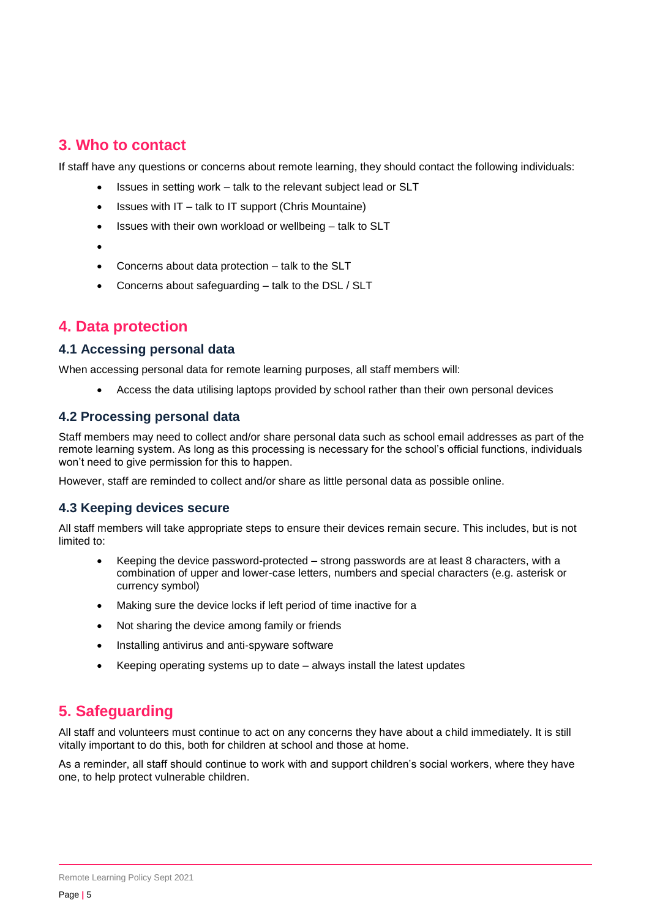## 3. Who to contact

If staff have any questions or concerns about remote learning, they should contact the following individuals:

- Issues in setting work – talk to the relevant subject lead or SLT
- Issues with IT – talk to IT support (Chris Mountaine)
- Issues with their own workload or wellbeing – talk to SLT
- 
- Concerns about data protection – talk to the SLT
- Concerns about safeguarding – talk to the DSL / SLT

## 4. Data protection

### 4.1 Accessing personal data

When accessing personal data for remote learning purposes, all staff members will:

- Access the data utilising laptops provided by school rather than their own personal devices

### 4.2 Processing personal data

Staff members may need to collect and/or share personal data such as school email addresses as part of the remote learning system. As long as this processing is necessary for the school's official functions, individuals won't need to give permission for this to happen.

However, staff are reminded to collect and/or share as little personal data as possible online.

### 4.3 Keeping devices secure

All staff members will take appropriate steps to ensure their devices remain secure. This includes, but is not limited to:

- Keeping the device password-protected – strong passwords are at least 8 characters, with a combination of upper and lower-case letters, numbers and special characters (e.g. asterisk or currency symbol)
- Making sure the device locks if left period of time inactive for a
- Not sharing the device among family or friends
- Installing antivirus and anti-spyware software
- Keeping operating systems up to date – always install the latest updates

## 5. Safeguarding

All staff and volunteers must continue to act on any concerns they have about a child immediately. It is still vitally important to do this, both for children at school and those at home.

As a reminder, all staff should continue to work with and support children's social workers, where they have one, to help protect vulnerable children.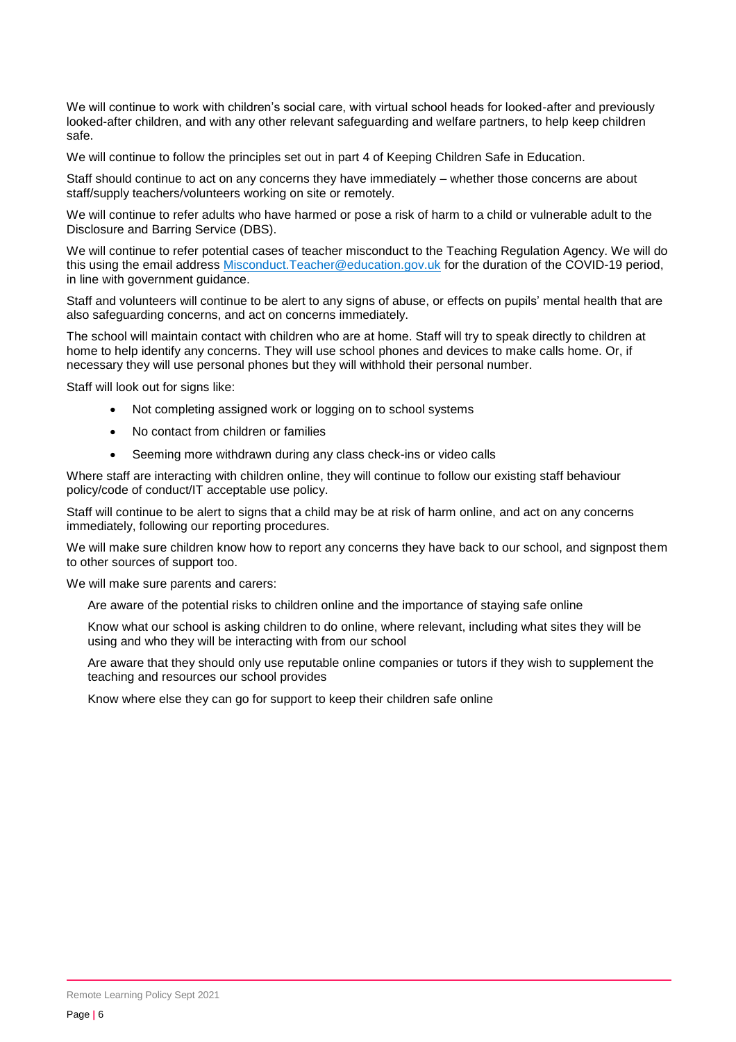We will continue to work with children's social care, with virtual school heads for looked-after and previously looked-after children, and with any other relevant safeguarding and welfare partners, to help keep children safe.

We will continue to follow the principles set out in part 4 of Keeping Children Safe in Education.

Staff should continue to act on any concerns they have immediately – whether those concerns are about staff/supply teachers/volunteers working on site or remotely.

We will continue to refer adults who have harmed or pose a risk of harm to a child or vulnerable adult to the Disclosure and Barring Service (DBS).

We will continue to refer potential cases of teacher misconduct to the Teaching Regulation Agency. We will do this using the email address [Misconduct.Teacher@education.gov.uk](mailto:Misconduct.Teacher@education.gov.uk) for the duration of the COVID-19 period, in line with government guidance.

Staff and volunteers will continue to be alert to any signs of abuse, or effects on pupils' mental health that are also safeguarding concerns, and act on concerns immediately.

The school will maintain contact with children who are at home. Staff will try to speak directly to children at home to help identify any concerns. They will use school phones and devices to make calls home. Or, if necessary they will use personal phones but they will withhold their personal number.

Staff will look out for signs like:

- Not completing assigned work or logging on to school systems
- No contact from children or families
- Seeming more withdrawn during any class check-ins or video calls

Where staff are interacting with children online, they will continue to follow our existing staff behaviour policy/code of conduct/IT acceptable use policy.

Staff will continue to be alert to signs that a child may be at risk of harm online, and act on any concerns immediately, following our reporting procedures.

We will make sure children know how to report any concerns they have back to our school, and signpost them to other sources of support too.

We will make sure parents and carers:

Are aware of the potential risks to children online and the importance of staying safe online

Know what our school is asking children to do online, where relevant, including what sites they will be using and who they will be interacting with from our school

Are aware that they should only use reputable online companies or tutors if they wish to supplement the teaching and resources our school provides

Know where else they can go for support to keep their children safe online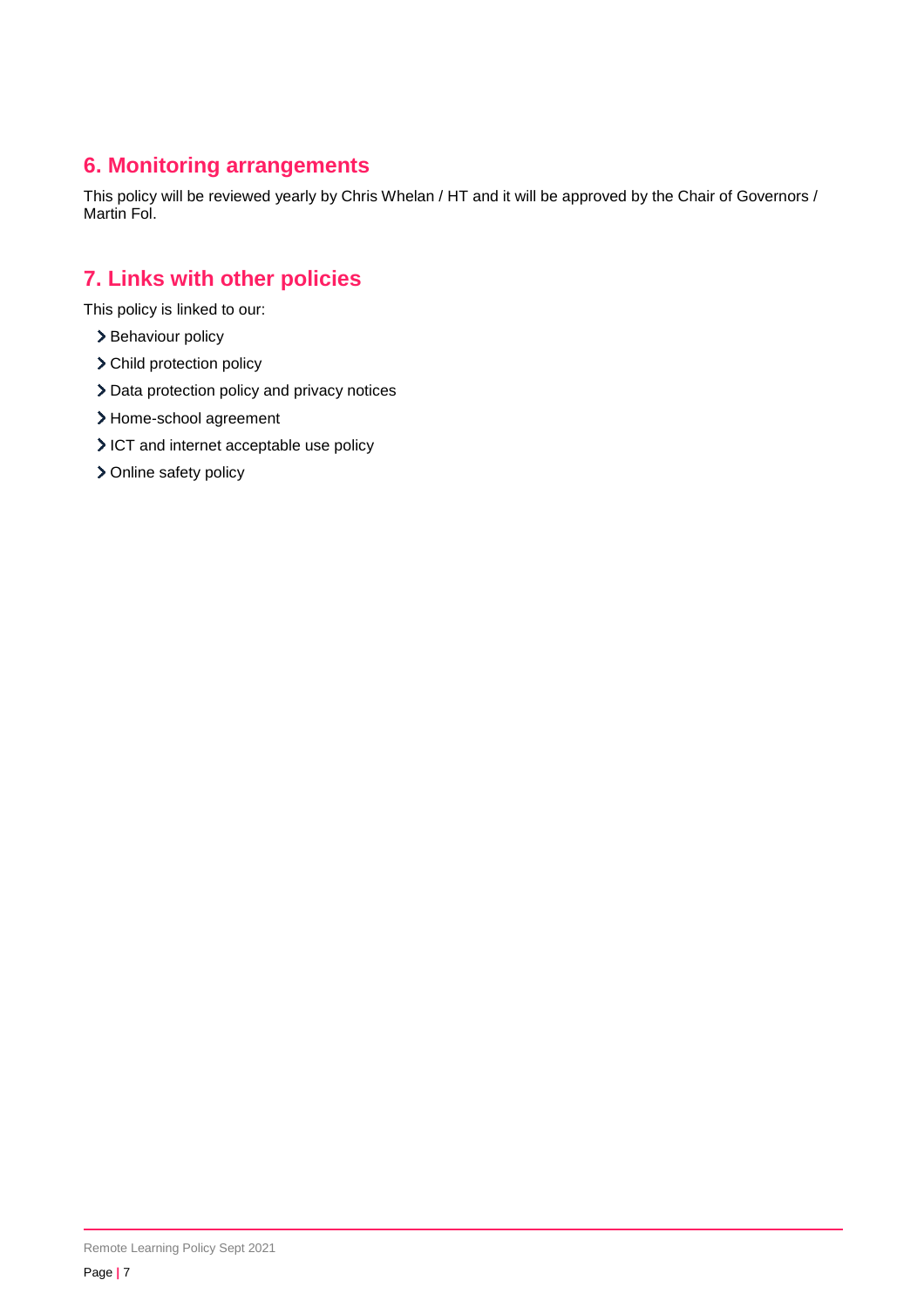## 6. Monitoring arrangements

This policy will be reviewed yearly by Chris Whelan / HT and it will be approved by the Chair of Governors / Martin Fol.

## 7. Links with other policies

This policy is linked to our:

- Behaviour policy
- Child protection policy
- Data protection policy and privacy notices
- Home-school agreement
- ICT and internet acceptable use policy
- Online safety policy